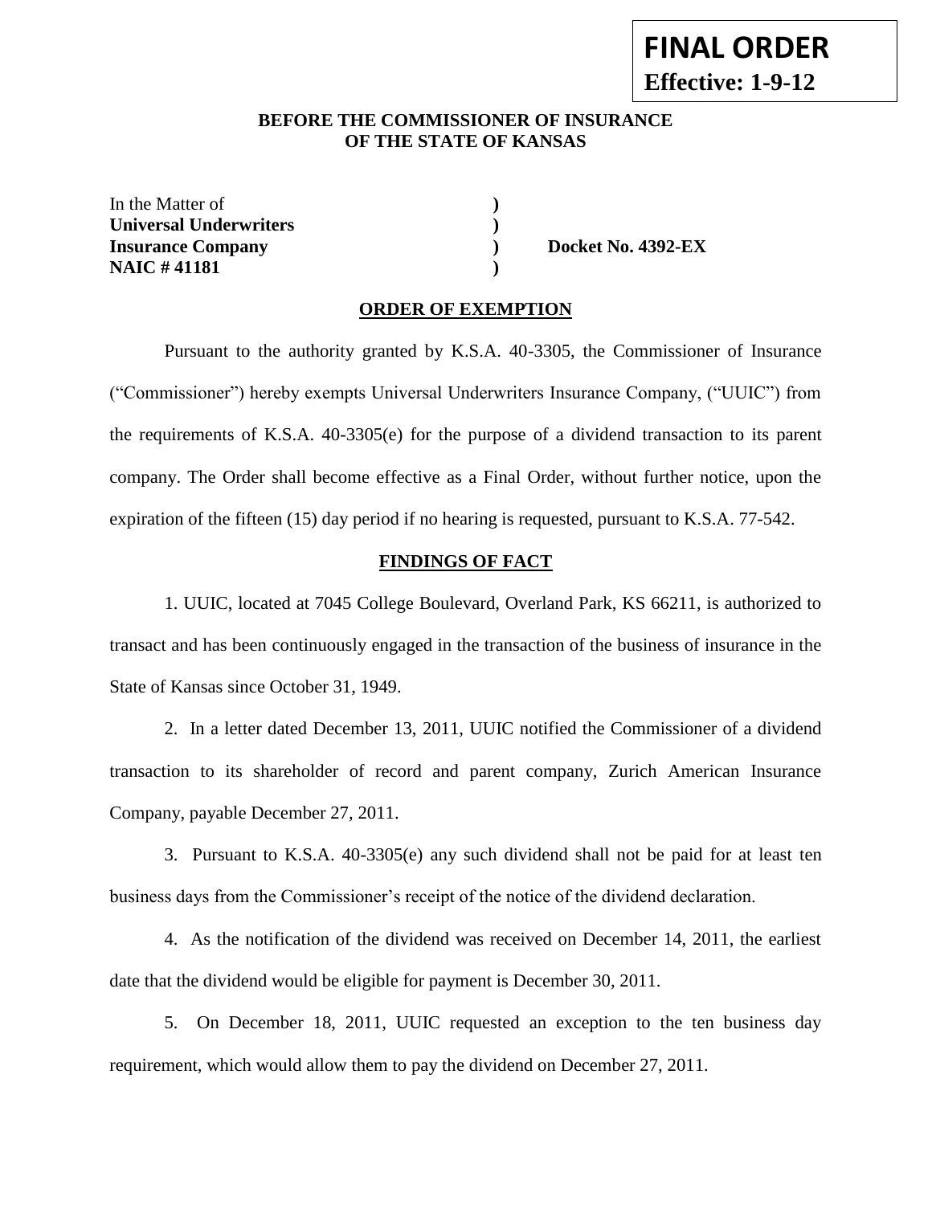**FINAL ORDER**
**Effective: 1-9-12**

**BEFORE THE COMMISSIONER OF INSURANCE**
**OF THE STATE OF KANSAS**

| | | |
|---|---|---|
| In the Matter of | **)** | |
| **Universal Underwriters** | **)** | |
| **Insurance Company** | **)** | **Docket No. 4392-EX** |
| **NAIC # 41181** | **)** | |

## ORDER OF EXEMPTION

Pursuant to the authority granted by K.S.A. 40-3305, the Commissioner of Insurance ("Commissioner") hereby exempts Universal Underwriters Insurance Company, ("UUIC") from the requirements of K.S.A. 40-3305(e) for the purpose of a dividend transaction to its parent company. The Order shall become effective as a Final Order, without further notice, upon the expiration of the fifteen (15) day period if no hearing is requested, pursuant to K.S.A. 77-542.

## FINDINGS OF FACT

1. UUIC, located at 7045 College Boulevard, Overland Park, KS 66211, is authorized to transact and has been continuously engaged in the transaction of the business of insurance in the State of Kansas since October 31, 1949.

2. In a letter dated December 13, 2011, UUIC notified the Commissioner of a dividend transaction to its shareholder of record and parent company, Zurich American Insurance Company, payable December 27, 2011.

3. Pursuant to K.S.A. 40-3305(e) any such dividend shall not be paid for at least ten business days from the Commissioner's receipt of the notice of the dividend declaration.

4. As the notification of the dividend was received on December 14, 2011, the earliest date that the dividend would be eligible for payment is December 30, 2011.

5. On December 18, 2011, UUIC requested an exception to the ten business day requirement, which would allow them to pay the dividend on December 27, 2011.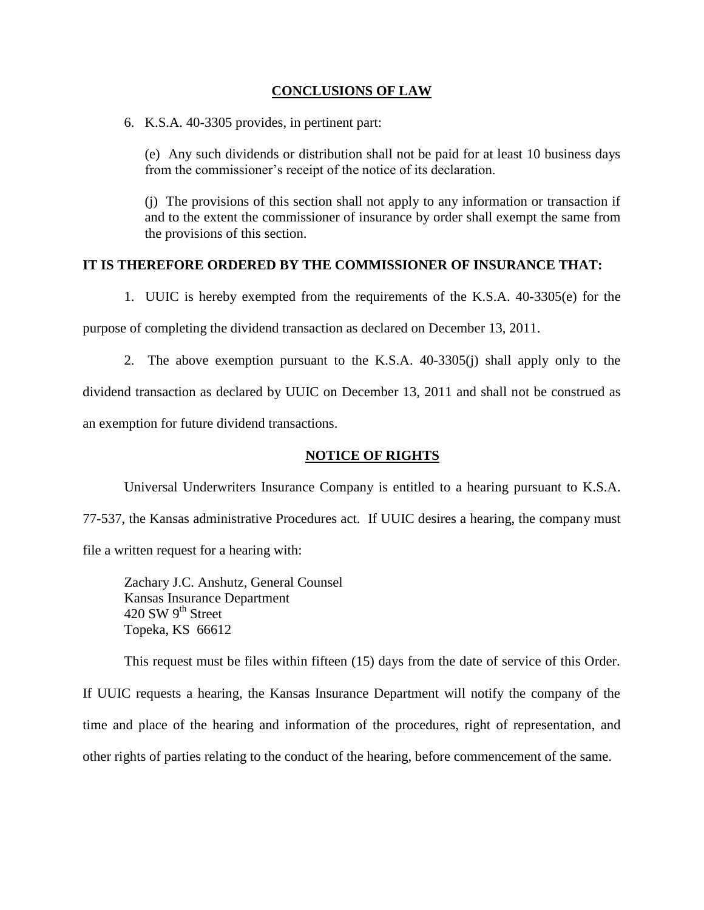## CONCLUSIONS OF LAW

6. K.S.A. 40-3305 provides, in pertinent part:

   (e) Any such dividends or distribution shall not be paid for at least 10 business days from the commissioner's receipt of the notice of its declaration.

   (j) The provisions of this section shall not apply to any information or transaction if and to the extent the commissioner of insurance by order shall exempt the same from the provisions of this section.

**IT IS THEREFORE ORDERED BY THE COMMISSIONER OF INSURANCE THAT:**

1. UUIC is hereby exempted from the requirements of the K.S.A. 40-3305(e) for the purpose of completing the dividend transaction as declared on December 13, 2011.

2. The above exemption pursuant to the K.S.A. 40-3305(j) shall apply only to the dividend transaction as declared by UUIC on December 13, 2011 and shall not be construed as an exemption for future dividend transactions.

## NOTICE OF RIGHTS

Universal Underwriters Insurance Company is entitled to a hearing pursuant to K.S.A. 77-537, the Kansas administrative Procedures act. If UUIC desires a hearing, the company must file a written request for a hearing with:

Zachary J.C. Anshutz, General Counsel
Kansas Insurance Department
420 SW 9th Street
Topeka, KS 66612

This request must be files within fifteen (15) days from the date of service of this Order. If UUIC requests a hearing, the Kansas Insurance Department will notify the company of the time and place of the hearing and information of the procedures, right of representation, and other rights of parties relating to the conduct of the hearing, before commencement of the same.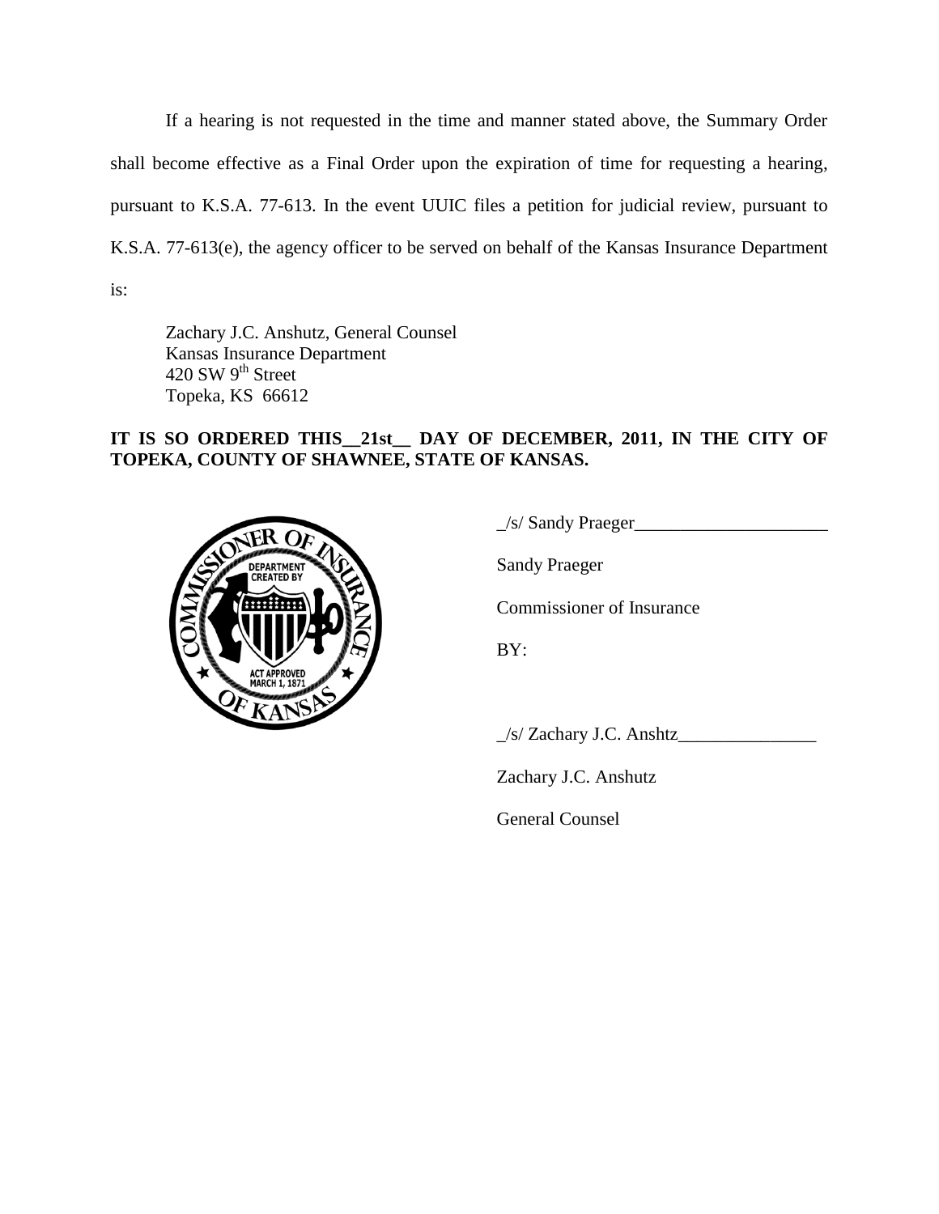If a hearing is not requested in the time and manner stated above, the Summary Order shall become effective as a Final Order upon the expiration of time for requesting a hearing, pursuant to K.S.A. 77-613. In the event UUIC files a petition for judicial review, pursuant to K.S.A. 77-613(e), the agency officer to be served on behalf of the Kansas Insurance Department is:

Zachary J.C. Anshutz, General Counsel  
Kansas Insurance Department  
420 SW 9th Street  
Topeka, KS 66612

**IT IS SO ORDERED THIS__21st__ DAY OF DECEMBER, 2011, IN THE CITY OF TOPEKA, COUNTY OF SHAWNEE, STATE OF KANSAS.**

_/s/ Sandy Praeger_____________________

Sandy Praeger

Commissioner of Insurance

BY:

_/s/ Zachary J.C. Anshtz_______________

Zachary J.C. Anshutz

General Counsel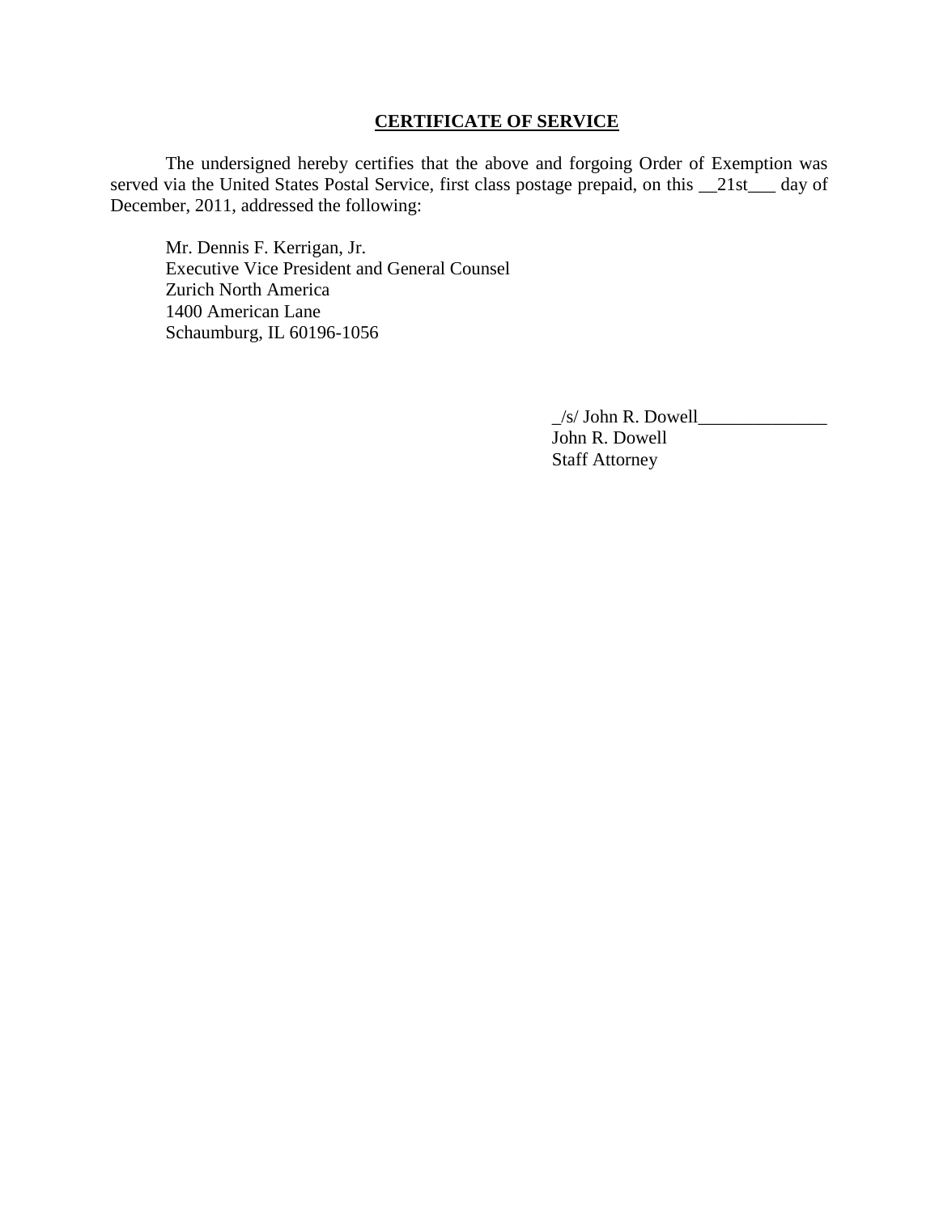**CERTIFICATE OF SERVICE**

The undersigned hereby certifies that the above and forgoing Order of Exemption was served via the United States Postal Service, first class postage prepaid, on this __21st___ day of December, 2011, addressed the following:

Mr. Dennis F. Kerrigan, Jr.
Executive Vice President and General Counsel
Zurich North America
1400 American Lane
Schaumburg, IL 60196-1056

_/s/ John R. Dowell______________
John R. Dowell
Staff Attorney